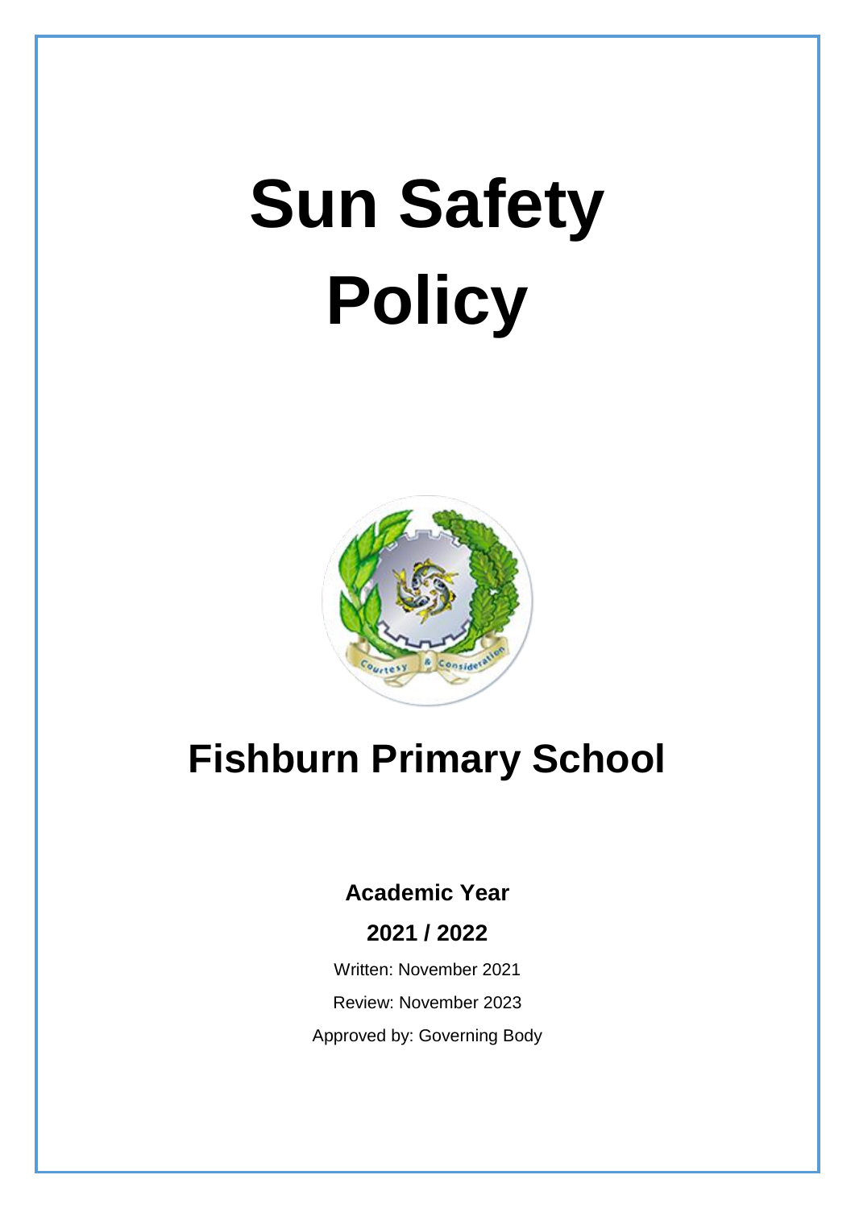# Sun Safety Policy

## Fishburn Primary School

**Academic Year**

**2021 / 2022**

Written: November 2021

Review: November 2023

Approved by: Governing Body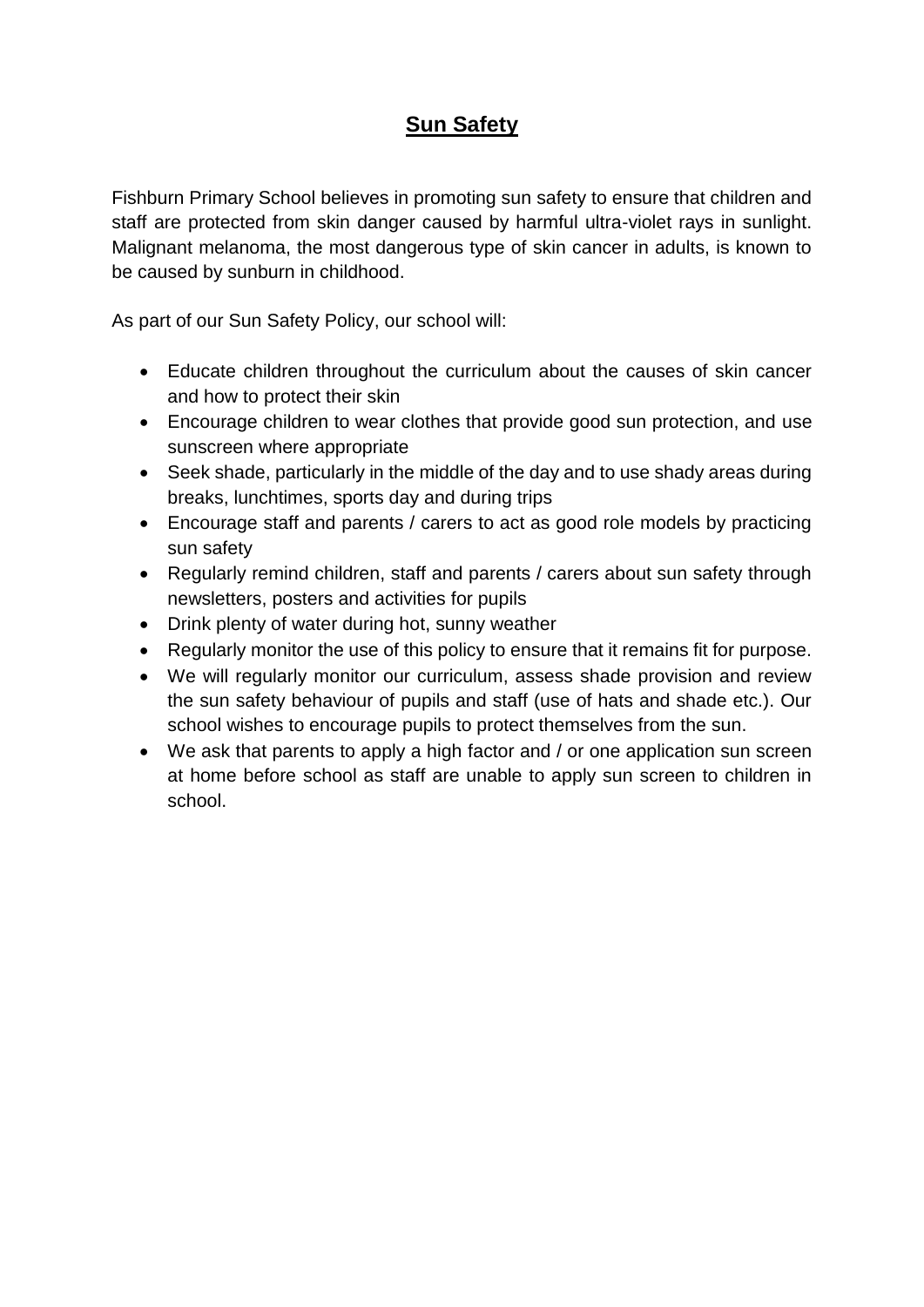## **Sun Safety**

Fishburn Primary School believes in promoting sun safety to ensure that children and staff are protected from skin danger caused by harmful ultra-violet rays in sunlight. Malignant melanoma, the most dangerous type of skin cancer in adults, is known to be caused by sunburn in childhood.

As part of our Sun Safety Policy, our school will:

- Educate children throughout the curriculum about the causes of skin cancer and how to protect their skin
- Encourage children to wear clothes that provide good sun protection, and use sunscreen where appropriate
- Seek shade, particularly in the middle of the day and to use shady areas during breaks, lunchtimes, sports day and during trips
- Encourage staff and parents / carers to act as good role models by practicing sun safety
- Regularly remind children, staff and parents / carers about sun safety through newsletters, posters and activities for pupils
- Drink plenty of water during hot, sunny weather
- Regularly monitor the use of this policy to ensure that it remains fit for purpose.
- We will regularly monitor our curriculum, assess shade provision and review the sun safety behaviour of pupils and staff (use of hats and shade etc.). Our school wishes to encourage pupils to protect themselves from the sun.
- We ask that parents to apply a high factor and / or one application sun screen at home before school as staff are unable to apply sun screen to children in school.